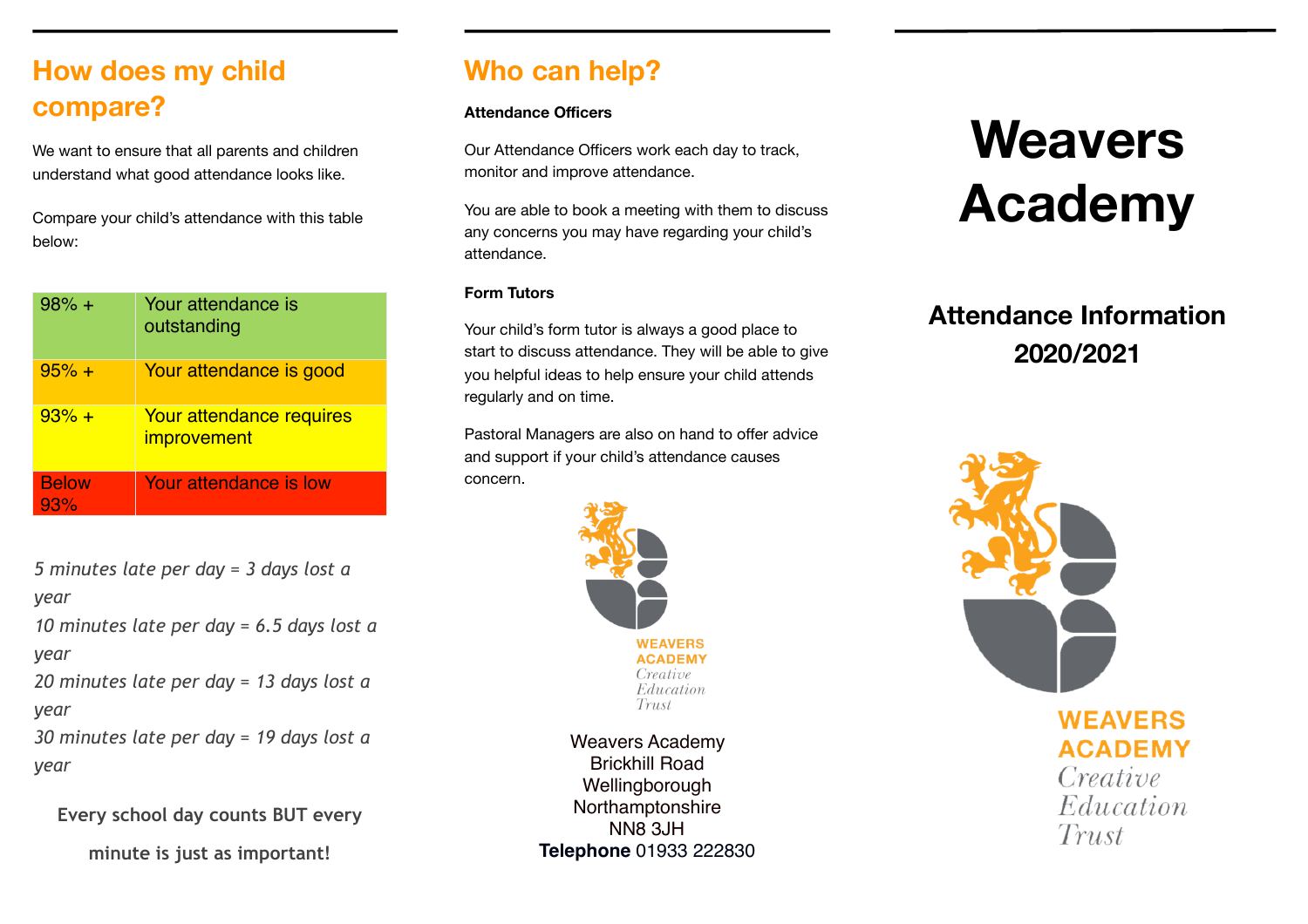## How does my child compare?

We want to ensure that all parents and children understand what good attendance looks like.

Compare your child's attendance with this table below:

| | |
|---|---|
| 98% + | Your attendance is outstanding |
| 95% + | Your attendance is good |
| 93% + | Your attendance requires improvement |
| Below 93% | Your attendance is low |

*5 minutes late per day = 3 days lost a year*
*10 minutes late per day = 6.5 days lost a year*
*20 minutes late per day = 13 days lost a year*
*30 minutes late per day = 19 days lost a year*

**Every school day counts BUT every minute is just as important!**

## Who can help?

**Attendance Officers**

Our Attendance Officers work each day to track, monitor and improve attendance.

You are able to book a meeting with them to discuss any concerns you may have regarding your child's attendance.

**Form Tutors**

Your child's form tutor is always a good place to start to discuss attendance. They will be able to give you helpful ideas to help ensure your child attends regularly and on time.

Pastoral Managers are also on hand to offer advice and support if your child's attendance causes concern.

WEAVERS ACADEMY
Creative Education Trust

Weavers Academy
Brickhill Road
Wellingborough
Northamptonshire
NN8 3JH
**Telephone** 01933 222830

# Weavers Academy

## Attendance Information 2020/2021

WEAVERS ACADEMY
Creative Education Trust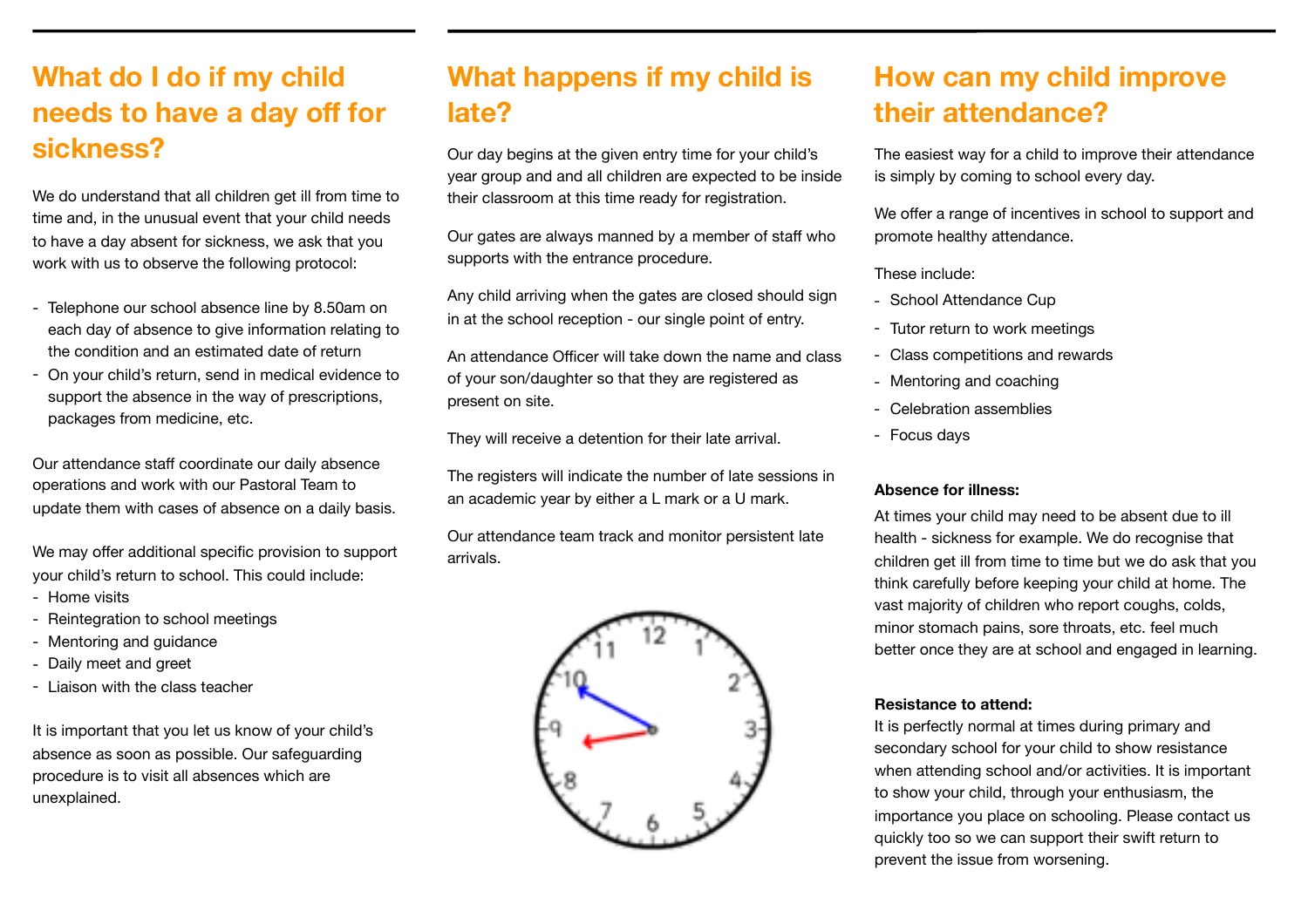## What do I do if my child needs to have a day off for sickness?

We do understand that all children get ill from time to time and, in the unusual event that your child needs to have a day absent for sickness, we ask that you work with us to observe the following protocol:

- Telephone our school absence line by 8.50am on each day of absence to give information relating to the condition and an estimated date of return
- On your child's return, send in medical evidence to support the absence in the way of prescriptions, packages from medicine, etc.

Our attendance staff coordinate our daily absence operations and work with our Pastoral Team to update them with cases of absence on a daily basis.

We may offer additional specific provision to support your child's return to school. This could include:

- Home visits
- Reintegration to school meetings
- Mentoring and guidance
- Daily meet and greet
- Liaison with the class teacher

It is important that you let us know of your child's absence as soon as possible. Our safeguarding procedure is to visit all absences which are unexplained.

## What happens if my child is late?

Our day begins at the given entry time for your child's year group and and all children are expected to be inside their classroom at this time ready for registration.

Our gates are always manned by a member of staff who supports with the entrance procedure.

Any child arriving when the gates are closed should sign in at the school reception - our single point of entry.

An attendance Officer will take down the name and class of your son/daughter so that they are registered as present on site.

They will receive a detention for their late arrival.

The registers will indicate the number of late sessions in an academic year by either a L mark or a U mark.

Our attendance team track and monitor persistent late arrivals.

## How can my child improve their attendance?

The easiest way for a child to improve their attendance is simply by coming to school every day.

We offer a range of incentives in school to support and promote healthy attendance.

These include:

- School Attendance Cup
- Tutor return to work meetings
- Class competitions and rewards
- Mentoring and coaching
- Celebration assemblies
- Focus days

**Absence for illness:**

At times your child may need to be absent due to ill health - sickness for example. We do recognise that children get ill from time to time but we do ask that you think carefully before keeping your child at home. The vast majority of children who report coughs, colds, minor stomach pains, sore throats, etc. feel much better once they are at school and engaged in learning.

**Resistance to attend:**

It is perfectly normal at times during primary and secondary school for your child to show resistance when attending school and/or activities. It is important to show your child, through your enthusiasm, the importance you place on schooling. Please contact us quickly too so we can support their swift return to prevent the issue from worsening.